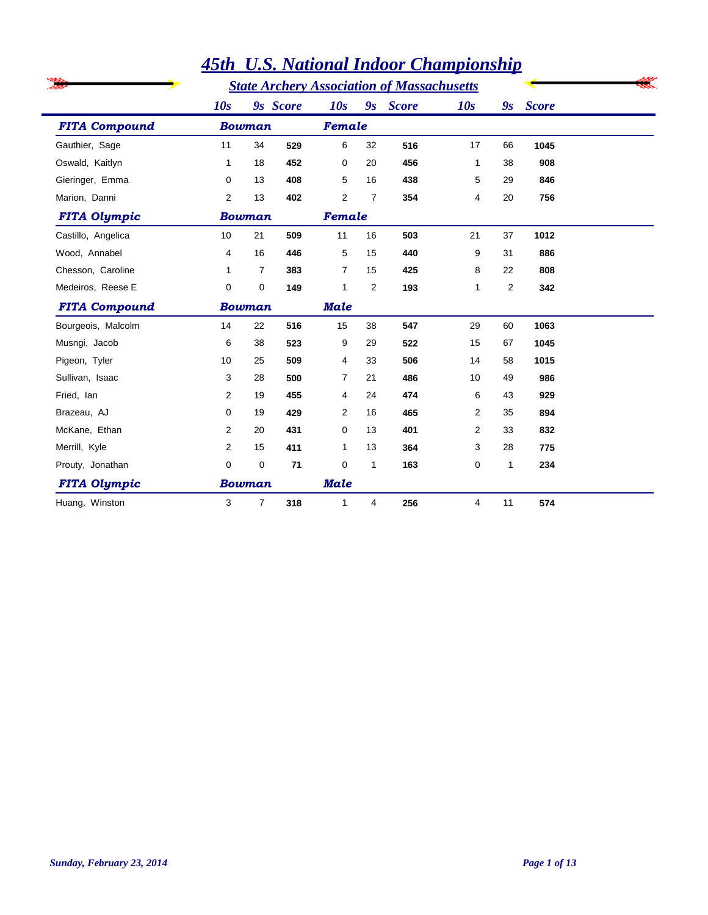# 45th U.S. National Indoor Championship

## State Archery Association of Massachusetts

| | 10s | 9s | Score | 10s | 9s | Score | 10s | 9s | Score |
|---|---|---|---|---|---|---|---|---|---|
| **FITA Compound** | **Bowman** | | | **Female** | | | | | |
| Gauthier, Sage | 11 | 34 | **529** | 6 | 32 | **516** | 17 | 66 | **1045** |
| Oswald, Kaitlyn | 1 | 18 | **452** | 0 | 20 | **456** | 1 | 38 | **908** |
| Gieringer, Emma | 0 | 13 | **408** | 5 | 16 | **438** | 5 | 29 | **846** |
| Marion, Danni | 2 | 13 | **402** | 2 | 7 | **354** | 4 | 20 | **756** |
| **FITA Olympic** | **Bowman** | | | **Female** | | | | | |
| Castillo, Angelica | 10 | 21 | **509** | 11 | 16 | **503** | 21 | 37 | **1012** |
| Wood, Annabel | 4 | 16 | **446** | 5 | 15 | **440** | 9 | 31 | **886** |
| Chesson, Caroline | 1 | 7 | **383** | 7 | 15 | **425** | 8 | 22 | **808** |
| Medeiros, Reese E | 0 | 0 | **149** | 1 | 2 | **193** | 1 | 2 | **342** |
| **FITA Compound** | **Bowman** | | | **Male** | | | | | |
| Bourgeois, Malcolm | 14 | 22 | **516** | 15 | 38 | **547** | 29 | 60 | **1063** |
| Musngi, Jacob | 6 | 38 | **523** | 9 | 29 | **522** | 15 | 67 | **1045** |
| Pigeon, Tyler | 10 | 25 | **509** | 4 | 33 | **506** | 14 | 58 | **1015** |
| Sullivan, Isaac | 3 | 28 | **500** | 7 | 21 | **486** | 10 | 49 | **986** |
| Fried, Ian | 2 | 19 | **455** | 4 | 24 | **474** | 6 | 43 | **929** |
| Brazeau, AJ | 0 | 19 | **429** | 2 | 16 | **465** | 2 | 35 | **894** |
| McKane, Ethan | 2 | 20 | **431** | 0 | 13 | **401** | 2 | 33 | **832** |
| Merrill, Kyle | 2 | 15 | **411** | 1 | 13 | **364** | 3 | 28 | **775** |
| Prouty, Jonathan | 0 | 0 | **71** | 0 | 1 | **163** | 0 | 1 | **234** |
| **FITA Olympic** | **Bowman** | | | **Male** | | | | | |
| Huang, Winston | 3 | 7 | **318** | 1 | 4 | **256** | 4 | 11 | **574** |

*Sunday, February 23, 2014*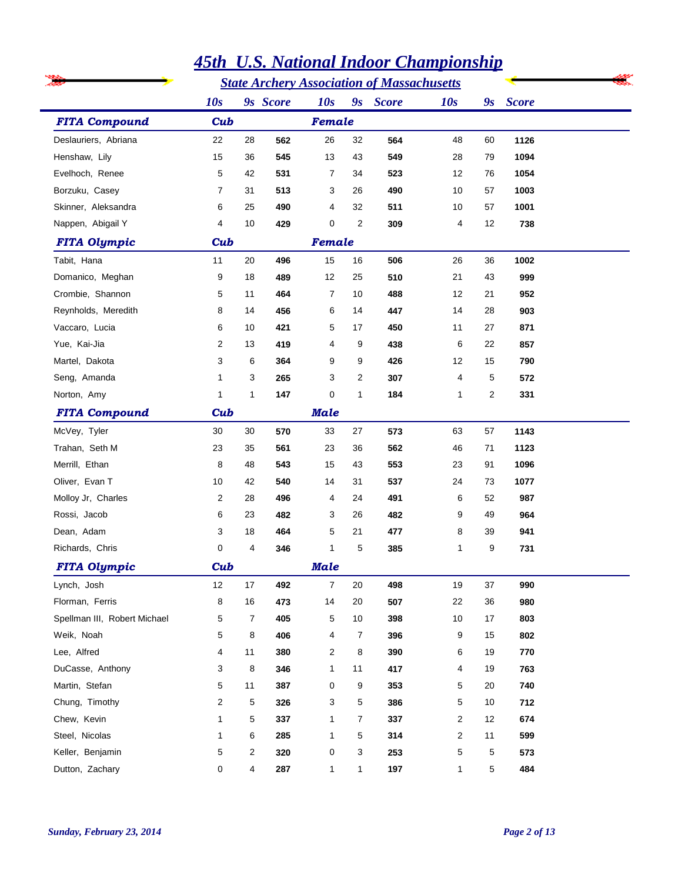# 45th U.S. National Indoor Championship

## State Archery Association of Massachusetts

| | 10s | 9s | Score | 10s | 9s | Score | 10s | 9s | Score |
|---|---|---|---|---|---|---|---|---|---|
| **FITA Compound** | **Cub** | | | **Female** | | | | | |
| Deslauriers, Abriana | 22 | 28 | **562** | 26 | 32 | **564** | 48 | 60 | **1126** |
| Henshaw, Lily | 15 | 36 | **545** | 13 | 43 | **549** | 28 | 79 | **1094** |
| Evelhoch, Renee | 5 | 42 | **531** | 7 | 34 | **523** | 12 | 76 | **1054** |
| Borzuku, Casey | 7 | 31 | **513** | 3 | 26 | **490** | 10 | 57 | **1003** |
| Skinner, Aleksandra | 6 | 25 | **490** | 4 | 32 | **511** | 10 | 57 | **1001** |
| Nappen, Abigail Y | 4 | 10 | **429** | 0 | 2 | **309** | 4 | 12 | **738** |
| **FITA Olympic** | **Cub** | | | **Female** | | | | | |
| Tabit, Hana | 11 | 20 | **496** | 15 | 16 | **506** | 26 | 36 | **1002** |
| Domanico, Meghan | 9 | 18 | **489** | 12 | 25 | **510** | 21 | 43 | **999** |
| Crombie, Shannon | 5 | 11 | **464** | 7 | 10 | **488** | 12 | 21 | **952** |
| Reynholds, Meredith | 8 | 14 | **456** | 6 | 14 | **447** | 14 | 28 | **903** |
| Vaccaro, Lucia | 6 | 10 | **421** | 5 | 17 | **450** | 11 | 27 | **871** |
| Yue, Kai-Jia | 2 | 13 | **419** | 4 | 9 | **438** | 6 | 22 | **857** |
| Martel, Dakota | 3 | 6 | **364** | 9 | 9 | **426** | 12 | 15 | **790** |
| Seng, Amanda | 1 | 3 | **265** | 3 | 2 | **307** | 4 | 5 | **572** |
| Norton, Amy | 1 | 1 | **147** | 0 | 1 | **184** | 1 | 2 | **331** |
| **FITA Compound** | **Cub** | | | **Male** | | | | | |
| McVey, Tyler | 30 | 30 | **570** | 33 | 27 | **573** | 63 | 57 | **1143** |
| Trahan, Seth M | 23 | 35 | **561** | 23 | 36 | **562** | 46 | 71 | **1123** |
| Merrill, Ethan | 8 | 48 | **543** | 15 | 43 | **553** | 23 | 91 | **1096** |
| Oliver, Evan T | 10 | 42 | **540** | 14 | 31 | **537** | 24 | 73 | **1077** |
| Molloy Jr, Charles | 2 | 28 | **496** | 4 | 24 | **491** | 6 | 52 | **987** |
| Rossi, Jacob | 6 | 23 | **482** | 3 | 26 | **482** | 9 | 49 | **964** |
| Dean, Adam | 3 | 18 | **464** | 5 | 21 | **477** | 8 | 39 | **941** |
| Richards, Chris | 0 | 4 | **346** | 1 | 5 | **385** | 1 | 9 | **731** |
| **FITA Olympic** | **Cub** | | | **Male** | | | | | |
| Lynch, Josh | 12 | 17 | **492** | 7 | 20 | **498** | 19 | 37 | **990** |
| Florman, Ferris | 8 | 16 | **473** | 14 | 20 | **507** | 22 | 36 | **980** |
| Spellman III, Robert Michael | 5 | 7 | **405** | 5 | 10 | **398** | 10 | 17 | **803** |
| Weik, Noah | 5 | 8 | **406** | 4 | 7 | **396** | 9 | 15 | **802** |
| Lee, Alfred | 4 | 11 | **380** | 2 | 8 | **390** | 6 | 19 | **770** |
| DuCasse, Anthony | 3 | 8 | **346** | 1 | 11 | **417** | 4 | 19 | **763** |
| Martin, Stefan | 5 | 11 | **387** | 0 | 9 | **353** | 5 | 20 | **740** |
| Chung, Timothy | 2 | 5 | **326** | 3 | 5 | **386** | 5 | 10 | **712** |
| Chew, Kevin | 1 | 5 | **337** | 1 | 7 | **337** | 2 | 12 | **674** |
| Steel, Nicolas | 1 | 6 | **285** | 1 | 5 | **314** | 2 | 11 | **599** |
| Keller, Benjamin | 5 | 2 | **320** | 0 | 3 | **253** | 5 | 5 | **573** |
| Dutton, Zachary | 0 | 4 | **287** | 1 | 1 | **197** | 1 | 5 | **484** |

*Sunday, February 23, 2014*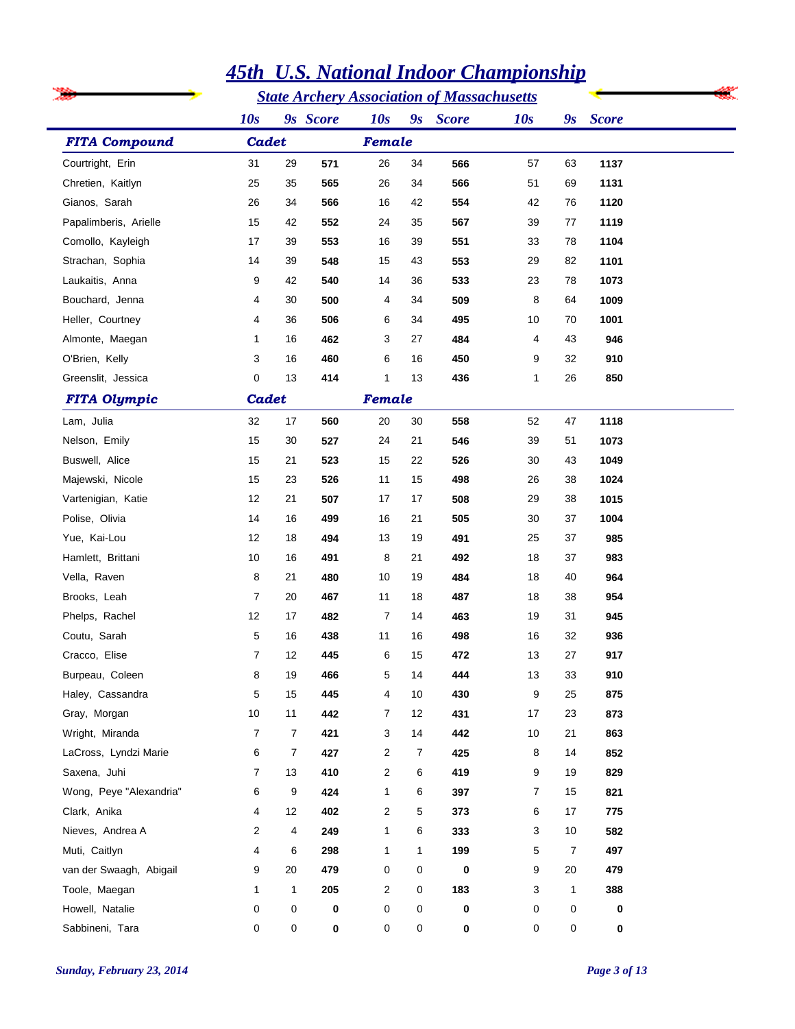# 45th U.S. National Indoor Championship

## State Archery Association of Massachusetts

| | 10s | 9s | Score | 10s | 9s | Score | 10s | 9s | Score |
|---|---|---|---|---|---|---|---|---|---|
| **FITA Compound** | **Cadet** | | | **Female** | | | | | |
| Courtright, Erin | 31 | 29 | **571** | 26 | 34 | **566** | 57 | 63 | **1137** |
| Chretien, Kaitlyn | 25 | 35 | **565** | 26 | 34 | **566** | 51 | 69 | **1131** |
| Gianos, Sarah | 26 | 34 | **566** | 16 | 42 | **554** | 42 | 76 | **1120** |
| Papalimberis, Arielle | 15 | 42 | **552** | 24 | 35 | **567** | 39 | 77 | **1119** |
| Comollo, Kayleigh | 17 | 39 | **553** | 16 | 39 | **551** | 33 | 78 | **1104** |
| Strachan, Sophia | 14 | 39 | **548** | 15 | 43 | **553** | 29 | 82 | **1101** |
| Laukaitis, Anna | 9 | 42 | **540** | 14 | 36 | **533** | 23 | 78 | **1073** |
| Bouchard, Jenna | 4 | 30 | **500** | 4 | 34 | **509** | 8 | 64 | **1009** |
| Heller, Courtney | 4 | 36 | **506** | 6 | 34 | **495** | 10 | 70 | **1001** |
| Almonte, Maegan | 1 | 16 | **462** | 3 | 27 | **484** | 4 | 43 | **946** |
| O'Brien, Kelly | 3 | 16 | **460** | 6 | 16 | **450** | 9 | 32 | **910** |
| Greenslit, Jessica | 0 | 13 | **414** | 1 | 13 | **436** | 1 | 26 | **850** |
| **FITA Olympic** | **Cadet** | | | **Female** | | | | | |
| Lam, Julia | 32 | 17 | **560** | 20 | 30 | **558** | 52 | 47 | **1118** |
| Nelson, Emily | 15 | 30 | **527** | 24 | 21 | **546** | 39 | 51 | **1073** |
| Buswell, Alice | 15 | 21 | **523** | 15 | 22 | **526** | 30 | 43 | **1049** |
| Majewski, Nicole | 15 | 23 | **526** | 11 | 15 | **498** | 26 | 38 | **1024** |
| Vartenigian, Katie | 12 | 21 | **507** | 17 | 17 | **508** | 29 | 38 | **1015** |
| Polise, Olivia | 14 | 16 | **499** | 16 | 21 | **505** | 30 | 37 | **1004** |
| Yue, Kai-Lou | 12 | 18 | **494** | 13 | 19 | **491** | 25 | 37 | **985** |
| Hamlett, Brittani | 10 | 16 | **491** | 8 | 21 | **492** | 18 | 37 | **983** |
| Vella, Raven | 8 | 21 | **480** | 10 | 19 | **484** | 18 | 40 | **964** |
| Brooks, Leah | 7 | 20 | **467** | 11 | 18 | **487** | 18 | 38 | **954** |
| Phelps, Rachel | 12 | 17 | **482** | 7 | 14 | **463** | 19 | 31 | **945** |
| Coutu, Sarah | 5 | 16 | **438** | 11 | 16 | **498** | 16 | 32 | **936** |
| Cracco, Elise | 7 | 12 | **445** | 6 | 15 | **472** | 13 | 27 | **917** |
| Burpeau, Coleen | 8 | 19 | **466** | 5 | 14 | **444** | 13 | 33 | **910** |
| Haley, Cassandra | 5 | 15 | **445** | 4 | 10 | **430** | 9 | 25 | **875** |
| Gray, Morgan | 10 | 11 | **442** | 7 | 12 | **431** | 17 | 23 | **873** |
| Wright, Miranda | 7 | 7 | **421** | 3 | 14 | **442** | 10 | 21 | **863** |
| LaCross, Lyndzi Marie | 6 | 7 | **427** | 2 | 7 | **425** | 8 | 14 | **852** |
| Saxena, Juhi | 7 | 13 | **410** | 2 | 6 | **419** | 9 | 19 | **829** |
| Wong, Peye "Alexandria" | 6 | 9 | **424** | 1 | 6 | **397** | 7 | 15 | **821** |
| Clark, Anika | 4 | 12 | **402** | 2 | 5 | **373** | 6 | 17 | **775** |
| Nieves, Andrea A | 2 | 4 | **249** | 1 | 6 | **333** | 3 | 10 | **582** |
| Muti, Caitlyn | 4 | 6 | **298** | 1 | 1 | **199** | 5 | 7 | **497** |
| van der Swaagh, Abigail | 9 | 20 | **479** | 0 | 0 | **0** | 9 | 20 | **479** |
| Toole, Maegan | 1 | 1 | **205** | 2 | 0 | **183** | 3 | 1 | **388** |
| Howell, Natalie | 0 | 0 | **0** | 0 | 0 | **0** | 0 | 0 | **0** |
| Sabbineni, Tara | 0 | 0 | **0** | 0 | 0 | **0** | 0 | 0 | **0** |

*Sunday, February 23, 2014*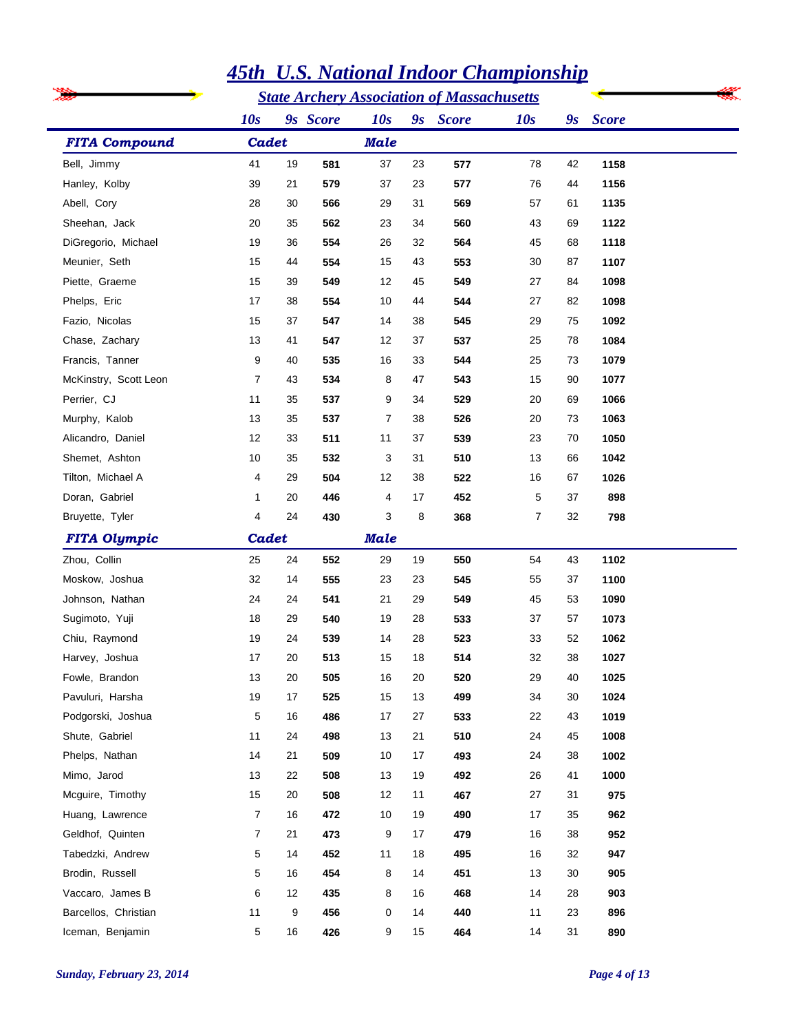# 45th U.S. National Indoor Championship

## State Archery Association of Massachusetts

| | 10s | 9s | Score | 10s | 9s | Score | 10s | 9s | Score |
|---|---|---|---|---|---|---|---|---|---|
| **FITA Compound** | **Cadet** | | | **Male** | | | | | |
| Bell, Jimmy | 41 | 19 | **581** | 37 | 23 | **577** | 78 | 42 | **1158** |
| Hanley, Kolby | 39 | 21 | **579** | 37 | 23 | **577** | 76 | 44 | **1156** |
| Abell, Cory | 28 | 30 | **566** | 29 | 31 | **569** | 57 | 61 | **1135** |
| Sheehan, Jack | 20 | 35 | **562** | 23 | 34 | **560** | 43 | 69 | **1122** |
| DiGregorio, Michael | 19 | 36 | **554** | 26 | 32 | **564** | 45 | 68 | **1118** |
| Meunier, Seth | 15 | 44 | **554** | 15 | 43 | **553** | 30 | 87 | **1107** |
| Piette, Graeme | 15 | 39 | **549** | 12 | 45 | **549** | 27 | 84 | **1098** |
| Phelps, Eric | 17 | 38 | **554** | 10 | 44 | **544** | 27 | 82 | **1098** |
| Fazio, Nicolas | 15 | 37 | **547** | 14 | 38 | **545** | 29 | 75 | **1092** |
| Chase, Zachary | 13 | 41 | **547** | 12 | 37 | **537** | 25 | 78 | **1084** |
| Francis, Tanner | 9 | 40 | **535** | 16 | 33 | **544** | 25 | 73 | **1079** |
| McKinstry, Scott Leon | 7 | 43 | **534** | 8 | 47 | **543** | 15 | 90 | **1077** |
| Perrier, CJ | 11 | 35 | **537** | 9 | 34 | **529** | 20 | 69 | **1066** |
| Murphy, Kalob | 13 | 35 | **537** | 7 | 38 | **526** | 20 | 73 | **1063** |
| Alicandro, Daniel | 12 | 33 | **511** | 11 | 37 | **539** | 23 | 70 | **1050** |
| Shemet, Ashton | 10 | 35 | **532** | 3 | 31 | **510** | 13 | 66 | **1042** |
| Tilton, Michael A | 4 | 29 | **504** | 12 | 38 | **522** | 16 | 67 | **1026** |
| Doran, Gabriel | 1 | 20 | **446** | 4 | 17 | **452** | 5 | 37 | **898** |
| Bruyette, Tyler | 4 | 24 | **430** | 3 | 8 | **368** | 7 | 32 | **798** |
| **FITA Olympic** | **Cadet** | | | **Male** | | | | | |
| Zhou, Collin | 25 | 24 | **552** | 29 | 19 | **550** | 54 | 43 | **1102** |
| Moskow, Joshua | 32 | 14 | **555** | 23 | 23 | **545** | 55 | 37 | **1100** |
| Johnson, Nathan | 24 | 24 | **541** | 21 | 29 | **549** | 45 | 53 | **1090** |
| Sugimoto, Yuji | 18 | 29 | **540** | 19 | 28 | **533** | 37 | 57 | **1073** |
| Chiu, Raymond | 19 | 24 | **539** | 14 | 28 | **523** | 33 | 52 | **1062** |
| Harvey, Joshua | 17 | 20 | **513** | 15 | 18 | **514** | 32 | 38 | **1027** |
| Fowle, Brandon | 13 | 20 | **505** | 16 | 20 | **520** | 29 | 40 | **1025** |
| Pavuluri, Harsha | 19 | 17 | **525** | 15 | 13 | **499** | 34 | 30 | **1024** |
| Podgorski, Joshua | 5 | 16 | **486** | 17 | 27 | **533** | 22 | 43 | **1019** |
| Shute, Gabriel | 11 | 24 | **498** | 13 | 21 | **510** | 24 | 45 | **1008** |
| Phelps, Nathan | 14 | 21 | **509** | 10 | 17 | **493** | 24 | 38 | **1002** |
| Mimo, Jarod | 13 | 22 | **508** | 13 | 19 | **492** | 26 | 41 | **1000** |
| Mcguire, Timothy | 15 | 20 | **508** | 12 | 11 | **467** | 27 | 31 | **975** |
| Huang, Lawrence | 7 | 16 | **472** | 10 | 19 | **490** | 17 | 35 | **962** |
| Geldhof, Quinten | 7 | 21 | **473** | 9 | 17 | **479** | 16 | 38 | **952** |
| Tabedzki, Andrew | 5 | 14 | **452** | 11 | 18 | **495** | 16 | 32 | **947** |
| Brodin, Russell | 5 | 16 | **454** | 8 | 14 | **451** | 13 | 30 | **905** |
| Vaccaro, James B | 6 | 12 | **435** | 8 | 16 | **468** | 14 | 28 | **903** |
| Barcellos, Christian | 11 | 9 | **456** | 0 | 14 | **440** | 11 | 23 | **896** |
| Iceman, Benjamin | 5 | 16 | **426** | 9 | 15 | **464** | 14 | 31 | **890** |

*Sunday, February 23, 2014*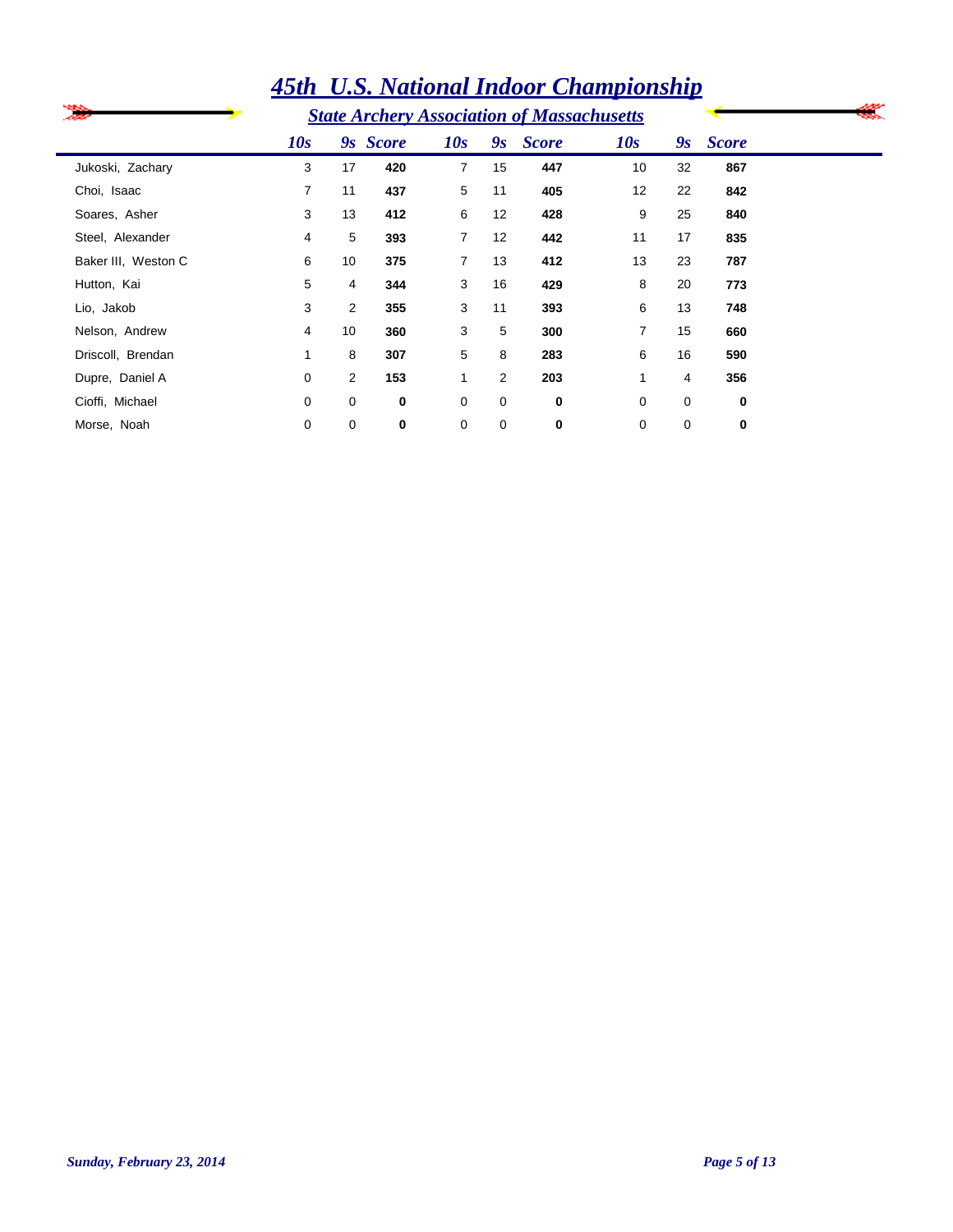# 45th U.S. National Indoor Championship

## State Archery Association of Massachusetts

| | 10s | 9s | Score | 10s | 9s | Score | 10s | 9s | Score |
|---|---|---|---|---|---|---|---|---|---|
| Jukoski, Zachary | 3 | 17 | **420** | 7 | 15 | **447** | 10 | 32 | **867** |
| Choi, Isaac | 7 | 11 | **437** | 5 | 11 | **405** | 12 | 22 | **842** |
| Soares, Asher | 3 | 13 | **412** | 6 | 12 | **428** | 9 | 25 | **840** |
| Steel, Alexander | 4 | 5 | **393** | 7 | 12 | **442** | 11 | 17 | **835** |
| Baker III, Weston C | 6 | 10 | **375** | 7 | 13 | **412** | 13 | 23 | **787** |
| Hutton, Kai | 5 | 4 | **344** | 3 | 16 | **429** | 8 | 20 | **773** |
| Lio, Jakob | 3 | 2 | **355** | 3 | 11 | **393** | 6 | 13 | **748** |
| Nelson, Andrew | 4 | 10 | **360** | 3 | 5 | **300** | 7 | 15 | **660** |
| Driscoll, Brendan | 1 | 8 | **307** | 5 | 8 | **283** | 6 | 16 | **590** |
| Dupre, Daniel A | 0 | 2 | **153** | 1 | 2 | **203** | 1 | 4 | **356** |
| Cioffi, Michael | 0 | 0 | **0** | 0 | 0 | **0** | 0 | 0 | **0** |
| Morse, Noah | 0 | 0 | **0** | 0 | 0 | **0** | 0 | 0 | **0** |

*Sunday, February 23, 2014*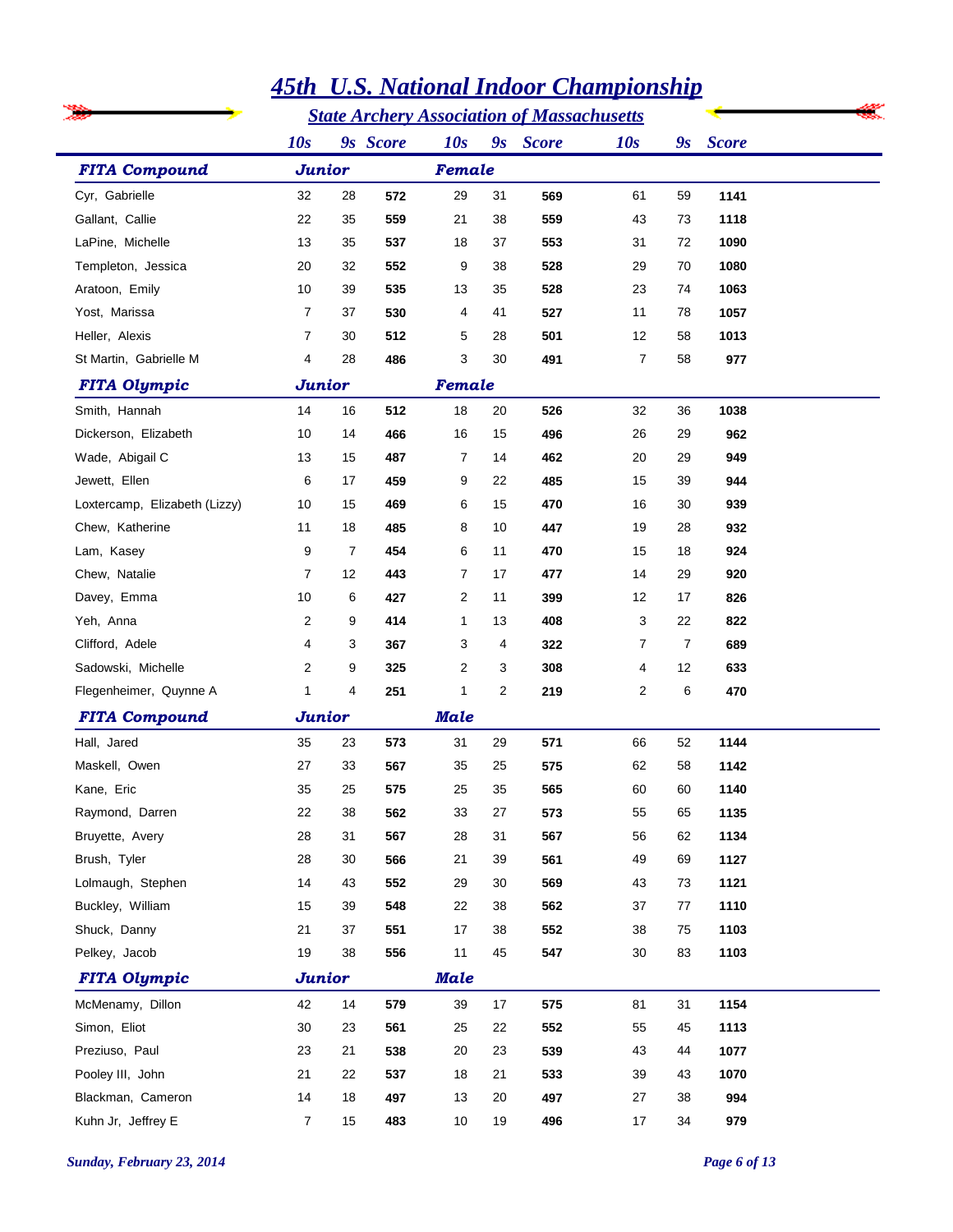# 45th U.S. National Indoor Championship

## State Archery Association of Massachusetts

| | 10s | 9s | Score | 10s | 9s | Score | 10s | 9s | Score |
|---|---|---|---|---|---|---|---|---|---|
| ***FITA Compound*** | ***Junior*** | | | ***Female*** | | | | | |
| Cyr, Gabrielle | 32 | 28 | **572** | 29 | 31 | **569** | 61 | 59 | **1141** |
| Gallant, Callie | 22 | 35 | **559** | 21 | 38 | **559** | 43 | 73 | **1118** |
| LaPine, Michelle | 13 | 35 | **537** | 18 | 37 | **553** | 31 | 72 | **1090** |
| Templeton, Jessica | 20 | 32 | **552** | 9 | 38 | **528** | 29 | 70 | **1080** |
| Aratoon, Emily | 10 | 39 | **535** | 13 | 35 | **528** | 23 | 74 | **1063** |
| Yost, Marissa | 7 | 37 | **530** | 4 | 41 | **527** | 11 | 78 | **1057** |
| Heller, Alexis | 7 | 30 | **512** | 5 | 28 | **501** | 12 | 58 | **1013** |
| St Martin, Gabrielle M | 4 | 28 | **486** | 3 | 30 | **491** | 7 | 58 | **977** |
| ***FITA Olympic*** | ***Junior*** | | | ***Female*** | | | | | |
| Smith, Hannah | 14 | 16 | **512** | 18 | 20 | **526** | 32 | 36 | **1038** |
| Dickerson, Elizabeth | 10 | 14 | **466** | 16 | 15 | **496** | 26 | 29 | **962** |
| Wade, Abigail C | 13 | 15 | **487** | 7 | 14 | **462** | 20 | 29 | **949** |
| Jewett, Ellen | 6 | 17 | **459** | 9 | 22 | **485** | 15 | 39 | **944** |
| Loxtercamp, Elizabeth (Lizzy) | 10 | 15 | **469** | 6 | 15 | **470** | 16 | 30 | **939** |
| Chew, Katherine | 11 | 18 | **485** | 8 | 10 | **447** | 19 | 28 | **932** |
| Lam, Kasey | 9 | 7 | **454** | 6 | 11 | **470** | 15 | 18 | **924** |
| Chew, Natalie | 7 | 12 | **443** | 7 | 17 | **477** | 14 | 29 | **920** |
| Davey, Emma | 10 | 6 | **427** | 2 | 11 | **399** | 12 | 17 | **826** |
| Yeh, Anna | 2 | 9 | **414** | 1 | 13 | **408** | 3 | 22 | **822** |
| Clifford, Adele | 4 | 3 | **367** | 3 | 4 | **322** | 7 | 7 | **689** |
| Sadowski, Michelle | 2 | 9 | **325** | 2 | 3 | **308** | 4 | 12 | **633** |
| Flegenheimer, Quynne A | 1 | 4 | **251** | 1 | 2 | **219** | 2 | 6 | **470** |
| ***FITA Compound*** | ***Junior*** | | | ***Male*** | | | | | |
| Hall, Jared | 35 | 23 | **573** | 31 | 29 | **571** | 66 | 52 | **1144** |
| Maskell, Owen | 27 | 33 | **567** | 35 | 25 | **575** | 62 | 58 | **1142** |
| Kane, Eric | 35 | 25 | **575** | 25 | 35 | **565** | 60 | 60 | **1140** |
| Raymond, Darren | 22 | 38 | **562** | 33 | 27 | **573** | 55 | 65 | **1135** |
| Bruyette, Avery | 28 | 31 | **567** | 28 | 31 | **567** | 56 | 62 | **1134** |
| Brush, Tyler | 28 | 30 | **566** | 21 | 39 | **561** | 49 | 69 | **1127** |
| Lolmaugh, Stephen | 14 | 43 | **552** | 29 | 30 | **569** | 43 | 73 | **1121** |
| Buckley, William | 15 | 39 | **548** | 22 | 38 | **562** | 37 | 77 | **1110** |
| Shuck, Danny | 21 | 37 | **551** | 17 | 38 | **552** | 38 | 75 | **1103** |
| Pelkey, Jacob | 19 | 38 | **556** | 11 | 45 | **547** | 30 | 83 | **1103** |
| ***FITA Olympic*** | ***Junior*** | | | ***Male*** | | | | | |
| McMenamy, Dillon | 42 | 14 | **579** | 39 | 17 | **575** | 81 | 31 | **1154** |
| Simon, Eliot | 30 | 23 | **561** | 25 | 22 | **552** | 55 | 45 | **1113** |
| Preziuso, Paul | 23 | 21 | **538** | 20 | 23 | **539** | 43 | 44 | **1077** |
| Pooley III, John | 21 | 22 | **537** | 18 | 21 | **533** | 39 | 43 | **1070** |
| Blackman, Cameron | 14 | 18 | **497** | 13 | 20 | **497** | 27 | 38 | **994** |
| Kuhn Jr, Jeffrey E | 7 | 15 | **483** | 10 | 19 | **496** | 17 | 34 | **979** |

*Sunday, February 23, 2014*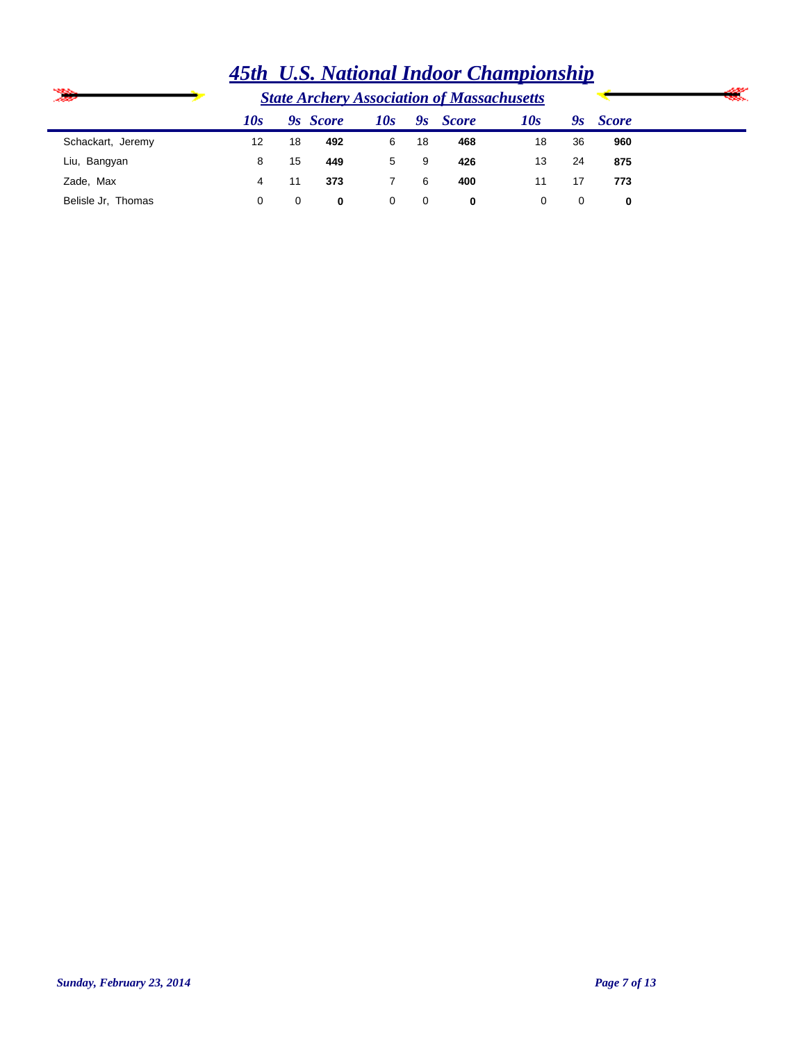# 45th U.S. National Indoor Championship

## State Archery Association of Massachusetts

| | 10s | 9s | Score | 10s | 9s | Score | 10s | 9s | Score |
|---|---|---|---|---|---|---|---|---|---|
| Schackart, Jeremy | 12 | 18 | **492** | 6 | 18 | **468** | 18 | 36 | **960** |
| Liu, Bangyan | 8 | 15 | **449** | 5 | 9 | **426** | 13 | 24 | **875** |
| Zade, Max | 4 | 11 | **373** | 7 | 6 | **400** | 11 | 17 | **773** |
| Belisle Jr, Thomas | 0 | 0 | **0** | 0 | 0 | **0** | 0 | 0 | **0** |

*Sunday, February 23, 2014*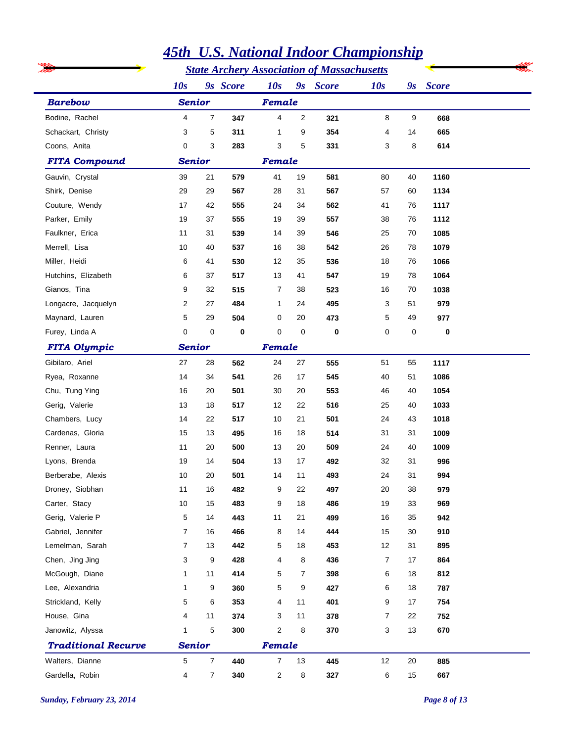# 45th U.S. National Indoor Championship

## State Archery Association of Massachusetts

| | 10s | 9s | Score | 10s | 9s | Score | 10s | 9s | Score |
|---|---|---|---|---|---|---|---|---|---|
| ***Barebow*** | ***Senior*** | | | ***Female*** | | | | | |
| Bodine, Rachel | 4 | 7 | **347** | 4 | 2 | **321** | 8 | 9 | **668** |
| Schackart, Christy | 3 | 5 | **311** | 1 | 9 | **354** | 4 | 14 | **665** |
| Coons, Anita | 0 | 3 | **283** | 3 | 5 | **331** | 3 | 8 | **614** |
| ***FITA Compound*** | ***Senior*** | | | ***Female*** | | | | | |
| Gauvin, Crystal | 39 | 21 | **579** | 41 | 19 | **581** | 80 | 40 | **1160** |
| Shirk, Denise | 29 | 29 | **567** | 28 | 31 | **567** | 57 | 60 | **1134** |
| Couture, Wendy | 17 | 42 | **555** | 24 | 34 | **562** | 41 | 76 | **1117** |
| Parker, Emily | 19 | 37 | **555** | 19 | 39 | **557** | 38 | 76 | **1112** |
| Faulkner, Erica | 11 | 31 | **539** | 14 | 39 | **546** | 25 | 70 | **1085** |
| Merrell, Lisa | 10 | 40 | **537** | 16 | 38 | **542** | 26 | 78 | **1079** |
| Miller, Heidi | 6 | 41 | **530** | 12 | 35 | **536** | 18 | 76 | **1066** |
| Hutchins, Elizabeth | 6 | 37 | **517** | 13 | 41 | **547** | 19 | 78 | **1064** |
| Gianos, Tina | 9 | 32 | **515** | 7 | 38 | **523** | 16 | 70 | **1038** |
| Longacre, Jacquelyn | 2 | 27 | **484** | 1 | 24 | **495** | 3 | 51 | **979** |
| Maynard, Lauren | 5 | 29 | **504** | 0 | 20 | **473** | 5 | 49 | **977** |
| Furey, Linda A | 0 | 0 | **0** | 0 | 0 | **0** | 0 | 0 | **0** |
| ***FITA Olympic*** | ***Senior*** | | | ***Female*** | | | | | |
| Gibilaro, Ariel | 27 | 28 | **562** | 24 | 27 | **555** | 51 | 55 | **1117** |
| Ryea, Roxanne | 14 | 34 | **541** | 26 | 17 | **545** | 40 | 51 | **1086** |
| Chu, Tung Ying | 16 | 20 | **501** | 30 | 20 | **553** | 46 | 40 | **1054** |
| Gerig, Valerie | 13 | 18 | **517** | 12 | 22 | **516** | 25 | 40 | **1033** |
| Chambers, Lucy | 14 | 22 | **517** | 10 | 21 | **501** | 24 | 43 | **1018** |
| Cardenas, Gloria | 15 | 13 | **495** | 16 | 18 | **514** | 31 | 31 | **1009** |
| Renner, Laura | 11 | 20 | **500** | 13 | 20 | **509** | 24 | 40 | **1009** |
| Lyons, Brenda | 19 | 14 | **504** | 13 | 17 | **492** | 32 | 31 | **996** |
| Berberabe, Alexis | 10 | 20 | **501** | 14 | 11 | **493** | 24 | 31 | **994** |
| Droney, Siobhan | 11 | 16 | **482** | 9 | 22 | **497** | 20 | 38 | **979** |
| Carter, Stacy | 10 | 15 | **483** | 9 | 18 | **486** | 19 | 33 | **969** |
| Gerig, Valerie P | 5 | 14 | **443** | 11 | 21 | **499** | 16 | 35 | **942** |
| Gabriel, Jennifer | 7 | 16 | **466** | 8 | 14 | **444** | 15 | 30 | **910** |
| Lemelman, Sarah | 7 | 13 | **442** | 5 | 18 | **453** | 12 | 31 | **895** |
| Chen, Jing Jing | 3 | 9 | **428** | 4 | 8 | **436** | 7 | 17 | **864** |
| McGough, Diane | 1 | 11 | **414** | 5 | 7 | **398** | 6 | 18 | **812** |
| Lee, Alexandria | 1 | 9 | **360** | 5 | 9 | **427** | 6 | 18 | **787** |
| Strickland, Kelly | 5 | 6 | **353** | 4 | 11 | **401** | 9 | 17 | **754** |
| House, Gina | 4 | 11 | **374** | 3 | 11 | **378** | 7 | 22 | **752** |
| Janowitz, Alyssa | 1 | 5 | **300** | 2 | 8 | **370** | 3 | 13 | **670** |
| ***Traditional Recurve*** | ***Senior*** | | | ***Female*** | | | | | |
| Walters, Dianne | 5 | 7 | **440** | 7 | 13 | **445** | 12 | 20 | **885** |
| Gardella, Robin | 4 | 7 | **340** | 2 | 8 | **327** | 6 | 15 | **667** |

*Sunday, February 23, 2014*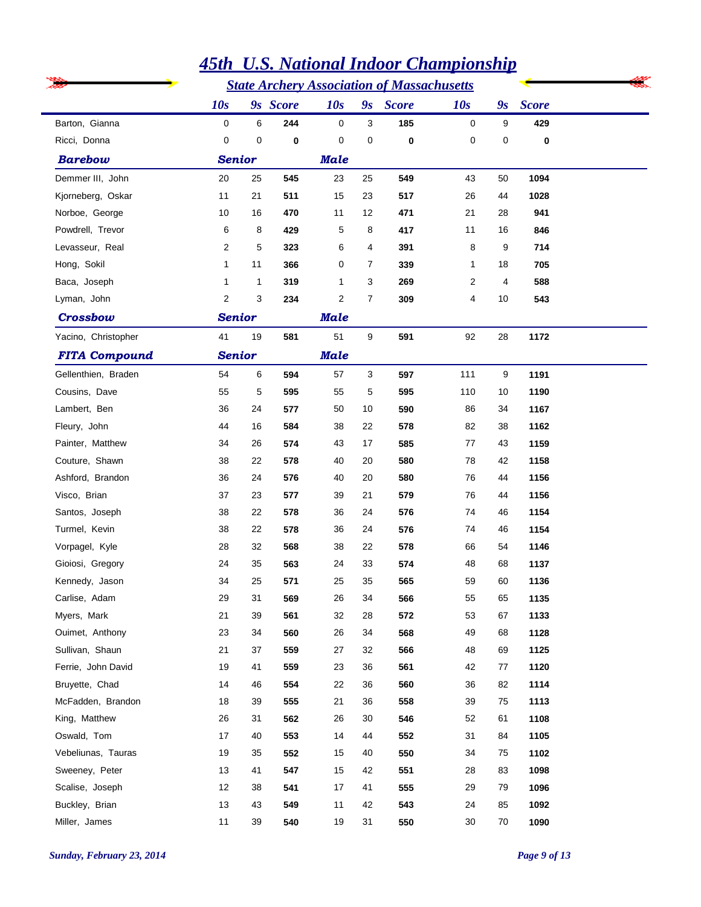# 45th U.S. National Indoor Championship

## State Archery Association of Massachusetts

| | 10s | 9s | Score | 10s | 9s | Score | 10s | 9s | Score |
|---|---|---|---|---|---|---|---|---|---|
| Barton, Gianna | 0 | 6 | **244** | 0 | 3 | **185** | 0 | 9 | **429** |
| Ricci, Donna | 0 | 0 | **0** | 0 | 0 | **0** | 0 | 0 | **0** |
| ***Barebow*** | ***Senior*** | | | ***Male*** | | | | | |
| Demmer III, John | 20 | 25 | **545** | 23 | 25 | **549** | 43 | 50 | **1094** |
| Kjorneberg, Oskar | 11 | 21 | **511** | 15 | 23 | **517** | 26 | 44 | **1028** |
| Norboe, George | 10 | 16 | **470** | 11 | 12 | **471** | 21 | 28 | **941** |
| Powdrell, Trevor | 6 | 8 | **429** | 5 | 8 | **417** | 11 | 16 | **846** |
| Levasseur, Real | 2 | 5 | **323** | 6 | 4 | **391** | 8 | 9 | **714** |
| Hong, Sokil | 1 | 11 | **366** | 0 | 7 | **339** | 1 | 18 | **705** |
| Baca, Joseph | 1 | 1 | **319** | 1 | 3 | **269** | 2 | 4 | **588** |
| Lyman, John | 2 | 3 | **234** | 2 | 7 | **309** | 4 | 10 | **543** |
| ***Crossbow*** | ***Senior*** | | | ***Male*** | | | | | |
| Yacino, Christopher | 41 | 19 | **581** | 51 | 9 | **591** | 92 | 28 | **1172** |
| ***FITA Compound*** | ***Senior*** | | | ***Male*** | | | | | |
| Gellenthien, Braden | 54 | 6 | **594** | 57 | 3 | **597** | 111 | 9 | **1191** |
| Cousins, Dave | 55 | 5 | **595** | 55 | 5 | **595** | 110 | 10 | **1190** |
| Lambert, Ben | 36 | 24 | **577** | 50 | 10 | **590** | 86 | 34 | **1167** |
| Fleury, John | 44 | 16 | **584** | 38 | 22 | **578** | 82 | 38 | **1162** |
| Painter, Matthew | 34 | 26 | **574** | 43 | 17 | **585** | 77 | 43 | **1159** |
| Couture, Shawn | 38 | 22 | **578** | 40 | 20 | **580** | 78 | 42 | **1158** |
| Ashford, Brandon | 36 | 24 | **576** | 40 | 20 | **580** | 76 | 44 | **1156** |
| Visco, Brian | 37 | 23 | **577** | 39 | 21 | **579** | 76 | 44 | **1156** |
| Santos, Joseph | 38 | 22 | **578** | 36 | 24 | **576** | 74 | 46 | **1154** |
| Turmel, Kevin | 38 | 22 | **578** | 36 | 24 | **576** | 74 | 46 | **1154** |
| Vorpagel, Kyle | 28 | 32 | **568** | 38 | 22 | **578** | 66 | 54 | **1146** |
| Gioiosi, Gregory | 24 | 35 | **563** | 24 | 33 | **574** | 48 | 68 | **1137** |
| Kennedy, Jason | 34 | 25 | **571** | 25 | 35 | **565** | 59 | 60 | **1136** |
| Carlise, Adam | 29 | 31 | **569** | 26 | 34 | **566** | 55 | 65 | **1135** |
| Myers, Mark | 21 | 39 | **561** | 32 | 28 | **572** | 53 | 67 | **1133** |
| Ouimet, Anthony | 23 | 34 | **560** | 26 | 34 | **568** | 49 | 68 | **1128** |
| Sullivan, Shaun | 21 | 37 | **559** | 27 | 32 | **566** | 48 | 69 | **1125** |
| Ferrie, John David | 19 | 41 | **559** | 23 | 36 | **561** | 42 | 77 | **1120** |
| Bruyette, Chad | 14 | 46 | **554** | 22 | 36 | **560** | 36 | 82 | **1114** |
| McFadden, Brandon | 18 | 39 | **555** | 21 | 36 | **558** | 39 | 75 | **1113** |
| King, Matthew | 26 | 31 | **562** | 26 | 30 | **546** | 52 | 61 | **1108** |
| Oswald, Tom | 17 | 40 | **553** | 14 | 44 | **552** | 31 | 84 | **1105** |
| Vebeliunas, Tauras | 19 | 35 | **552** | 15 | 40 | **550** | 34 | 75 | **1102** |
| Sweeney, Peter | 13 | 41 | **547** | 15 | 42 | **551** | 28 | 83 | **1098** |
| Scalise, Joseph | 12 | 38 | **541** | 17 | 41 | **555** | 29 | 79 | **1096** |
| Buckley, Brian | 13 | 43 | **549** | 11 | 42 | **543** | 24 | 85 | **1092** |
| Miller, James | 11 | 39 | **540** | 19 | 31 | **550** | 30 | 70 | **1090** |

*Sunday, February 23, 2014*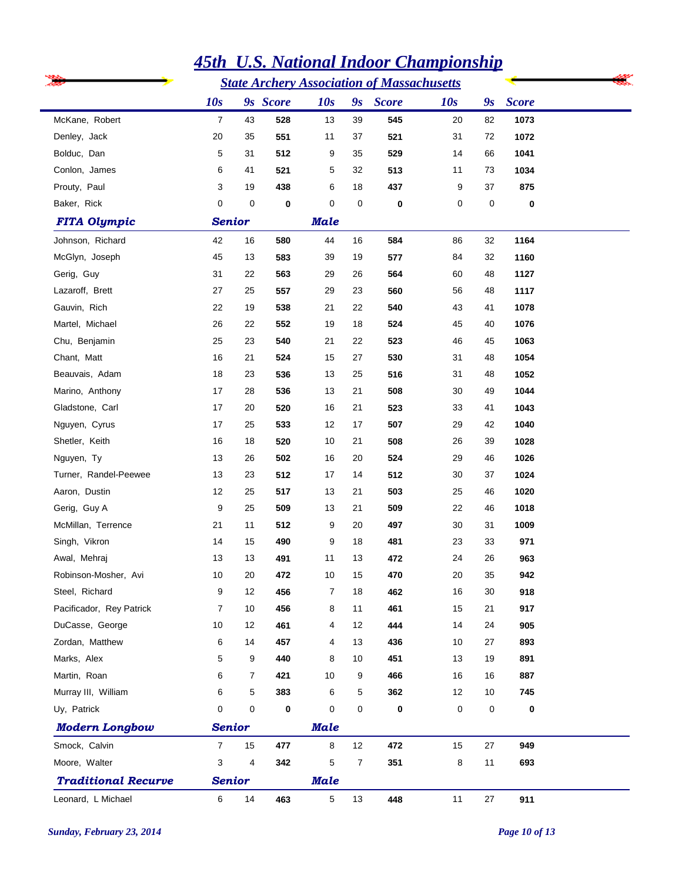# 45th U.S. National Indoor Championship

## State Archery Association of Massachusetts

| | 10s | 9s | Score | 10s | 9s | Score | 10s | 9s | Score |
|---|---|---|---|---|---|---|---|---|---|
| McKane, Robert | 7 | 43 | **528** | 13 | 39 | **545** | 20 | 82 | **1073** |
| Denley, Jack | 20 | 35 | **551** | 11 | 37 | **521** | 31 | 72 | **1072** |
| Bolduc, Dan | 5 | 31 | **512** | 9 | 35 | **529** | 14 | 66 | **1041** |
| Conlon, James | 6 | 41 | **521** | 5 | 32 | **513** | 11 | 73 | **1034** |
| Prouty, Paul | 3 | 19 | **438** | 6 | 18 | **437** | 9 | 37 | **875** |
| Baker, Rick | 0 | 0 | **0** | 0 | 0 | **0** | 0 | 0 | **0** |
| ***FITA Olympic*** | ***Senior*** | | | ***Male*** | | | | | |
| Johnson, Richard | 42 | 16 | **580** | 44 | 16 | **584** | 86 | 32 | **1164** |
| McGlyn, Joseph | 45 | 13 | **583** | 39 | 19 | **577** | 84 | 32 | **1160** |
| Gerig, Guy | 31 | 22 | **563** | 29 | 26 | **564** | 60 | 48 | **1127** |
| Lazaroff, Brett | 27 | 25 | **557** | 29 | 23 | **560** | 56 | 48 | **1117** |
| Gauvin, Rich | 22 | 19 | **538** | 21 | 22 | **540** | 43 | 41 | **1078** |
| Martel, Michael | 26 | 22 | **552** | 19 | 18 | **524** | 45 | 40 | **1076** |
| Chu, Benjamin | 25 | 23 | **540** | 21 | 22 | **523** | 46 | 45 | **1063** |
| Chant, Matt | 16 | 21 | **524** | 15 | 27 | **530** | 31 | 48 | **1054** |
| Beauvais, Adam | 18 | 23 | **536** | 13 | 25 | **516** | 31 | 48 | **1052** |
| Marino, Anthony | 17 | 28 | **536** | 13 | 21 | **508** | 30 | 49 | **1044** |
| Gladstone, Carl | 17 | 20 | **520** | 16 | 21 | **523** | 33 | 41 | **1043** |
| Nguyen, Cyrus | 17 | 25 | **533** | 12 | 17 | **507** | 29 | 42 | **1040** |
| Shetler, Keith | 16 | 18 | **520** | 10 | 21 | **508** | 26 | 39 | **1028** |
| Nguyen, Ty | 13 | 26 | **502** | 16 | 20 | **524** | 29 | 46 | **1026** |
| Turner, Randel-Peewee | 13 | 23 | **512** | 17 | 14 | **512** | 30 | 37 | **1024** |
| Aaron, Dustin | 12 | 25 | **517** | 13 | 21 | **503** | 25 | 46 | **1020** |
| Gerig, Guy A | 9 | 25 | **509** | 13 | 21 | **509** | 22 | 46 | **1018** |
| McMillan, Terrence | 21 | 11 | **512** | 9 | 20 | **497** | 30 | 31 | **1009** |
| Singh, Vikron | 14 | 15 | **490** | 9 | 18 | **481** | 23 | 33 | **971** |
| Awal, Mehraj | 13 | 13 | **491** | 11 | 13 | **472** | 24 | 26 | **963** |
| Robinson-Mosher, Avi | 10 | 20 | **472** | 10 | 15 | **470** | 20 | 35 | **942** |
| Steel, Richard | 9 | 12 | **456** | 7 | 18 | **462** | 16 | 30 | **918** |
| Pacificador, Rey Patrick | 7 | 10 | **456** | 8 | 11 | **461** | 15 | 21 | **917** |
| DuCasse, George | 10 | 12 | **461** | 4 | 12 | **444** | 14 | 24 | **905** |
| Zordan, Matthew | 6 | 14 | **457** | 4 | 13 | **436** | 10 | 27 | **893** |
| Marks, Alex | 5 | 9 | **440** | 8 | 10 | **451** | 13 | 19 | **891** |
| Martin, Roan | 6 | 7 | **421** | 10 | 9 | **466** | 16 | 16 | **887** |
| Murray III, William | 6 | 5 | **383** | 6 | 5 | **362** | 12 | 10 | **745** |
| Uy, Patrick | 0 | 0 | **0** | 0 | 0 | **0** | 0 | 0 | **0** |
| ***Modern Longbow*** | ***Senior*** | | | ***Male*** | | | | | |
| Smock, Calvin | 7 | 15 | **477** | 8 | 12 | **472** | 15 | 27 | **949** |
| Moore, Walter | 3 | 4 | **342** | 5 | 7 | **351** | 8 | 11 | **693** |
| ***Traditional Recurve*** | ***Senior*** | | | ***Male*** | | | | | |
| Leonard, L Michael | 6 | 14 | **463** | 5 | 13 | **448** | 11 | 27 | **911** |

*Sunday, February 23, 2014*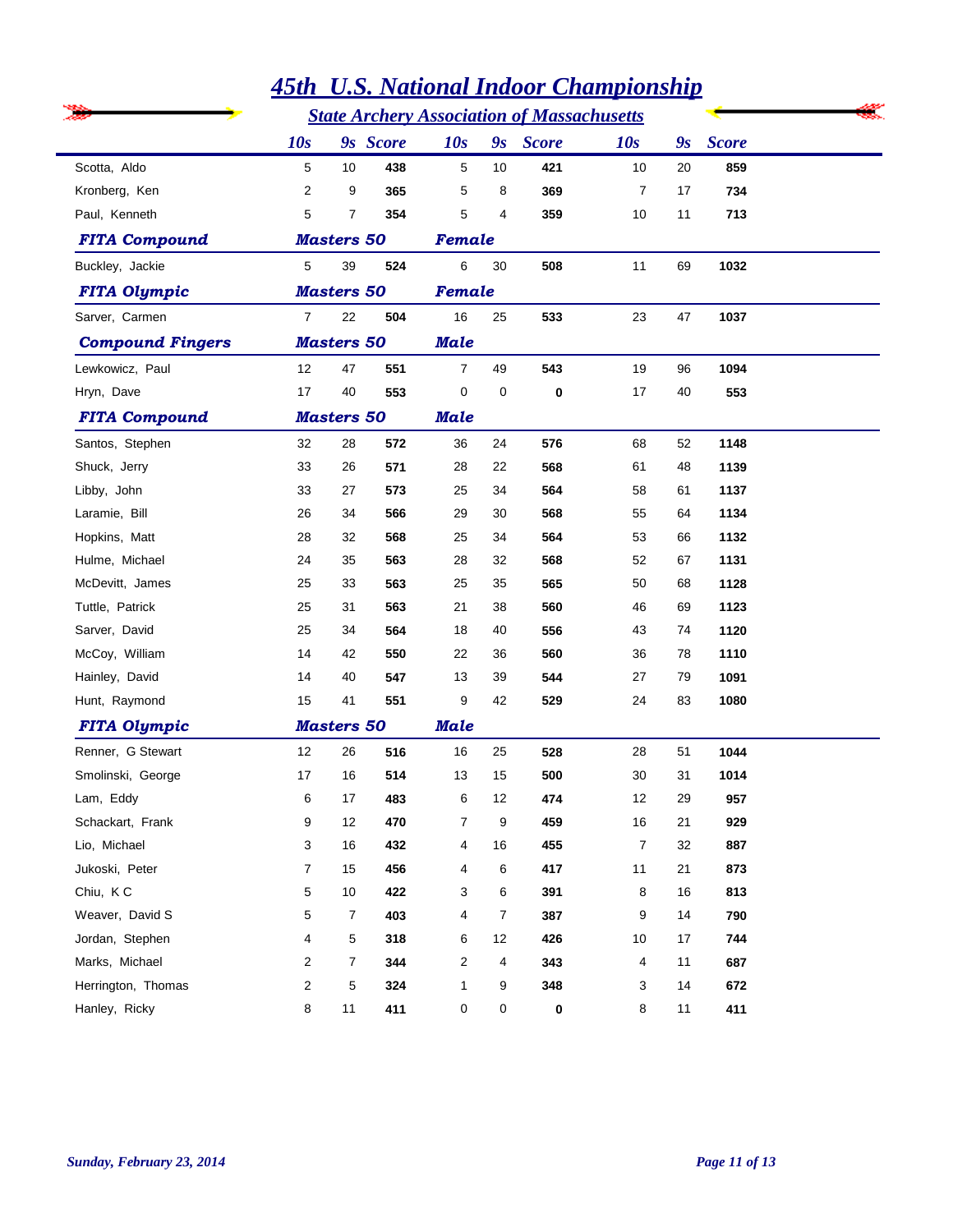# 45th U.S. National Indoor Championship

## State Archery Association of Massachusetts

| | 10s | 9s | Score | 10s | 9s | Score | 10s | 9s | Score |
|---|---|---|---|---|---|---|---|---|---|
| Scotta, Aldo | 5 | 10 | **438** | 5 | 10 | **421** | 10 | 20 | **859** |
| Kronberg, Ken | 2 | 9 | **365** | 5 | 8 | **369** | 7 | 17 | **734** |
| Paul, Kenneth | 5 | 7 | **354** | 5 | 4 | **359** | 10 | 11 | **713** |
| ***FITA Compound*** | ***Masters 50*** | | | ***Female*** | | | | | |
| Buckley, Jackie | 5 | 39 | **524** | 6 | 30 | **508** | 11 | 69 | **1032** |
| ***FITA Olympic*** | ***Masters 50*** | | | ***Female*** | | | | | |
| Sarver, Carmen | 7 | 22 | **504** | 16 | 25 | **533** | 23 | 47 | **1037** |
| ***Compound Fingers*** | ***Masters 50*** | | | ***Male*** | | | | | |
| Lewkowicz, Paul | 12 | 47 | **551** | 7 | 49 | **543** | 19 | 96 | **1094** |
| Hryn, Dave | 17 | 40 | **553** | 0 | 0 | **0** | 17 | 40 | **553** |
| ***FITA Compound*** | ***Masters 50*** | | | ***Male*** | | | | | |
| Santos, Stephen | 32 | 28 | **572** | 36 | 24 | **576** | 68 | 52 | **1148** |
| Shuck, Jerry | 33 | 26 | **571** | 28 | 22 | **568** | 61 | 48 | **1139** |
| Libby, John | 33 | 27 | **573** | 25 | 34 | **564** | 58 | 61 | **1137** |
| Laramie, Bill | 26 | 34 | **566** | 29 | 30 | **568** | 55 | 64 | **1134** |
| Hopkins, Matt | 28 | 32 | **568** | 25 | 34 | **564** | 53 | 66 | **1132** |
| Hulme, Michael | 24 | 35 | **563** | 28 | 32 | **568** | 52 | 67 | **1131** |
| McDevitt, James | 25 | 33 | **563** | 25 | 35 | **565** | 50 | 68 | **1128** |
| Tuttle, Patrick | 25 | 31 | **563** | 21 | 38 | **560** | 46 | 69 | **1123** |
| Sarver, David | 25 | 34 | **564** | 18 | 40 | **556** | 43 | 74 | **1120** |
| McCoy, William | 14 | 42 | **550** | 22 | 36 | **560** | 36 | 78 | **1110** |
| Hainley, David | 14 | 40 | **547** | 13 | 39 | **544** | 27 | 79 | **1091** |
| Hunt, Raymond | 15 | 41 | **551** | 9 | 42 | **529** | 24 | 83 | **1080** |
| ***FITA Olympic*** | ***Masters 50*** | | | ***Male*** | | | | | |
| Renner, G Stewart | 12 | 26 | **516** | 16 | 25 | **528** | 28 | 51 | **1044** |
| Smolinski, George | 17 | 16 | **514** | 13 | 15 | **500** | 30 | 31 | **1014** |
| Lam, Eddy | 6 | 17 | **483** | 6 | 12 | **474** | 12 | 29 | **957** |
| Schackart, Frank | 9 | 12 | **470** | 7 | 9 | **459** | 16 | 21 | **929** |
| Lio, Michael | 3 | 16 | **432** | 4 | 16 | **455** | 7 | 32 | **887** |
| Jukoski, Peter | 7 | 15 | **456** | 4 | 6 | **417** | 11 | 21 | **873** |
| Chiu, K C | 5 | 10 | **422** | 3 | 6 | **391** | 8 | 16 | **813** |
| Weaver, David S | 5 | 7 | **403** | 4 | 7 | **387** | 9 | 14 | **790** |
| Jordan, Stephen | 4 | 5 | **318** | 6 | 12 | **426** | 10 | 17 | **744** |
| Marks, Michael | 2 | 7 | **344** | 2 | 4 | **343** | 4 | 11 | **687** |
| Herrington, Thomas | 2 | 5 | **324** | 1 | 9 | **348** | 3 | 14 | **672** |
| Hanley, Ricky | 8 | 11 | **411** | 0 | 0 | **0** | 8 | 11 | **411** |

*Sunday, February 23, 2014*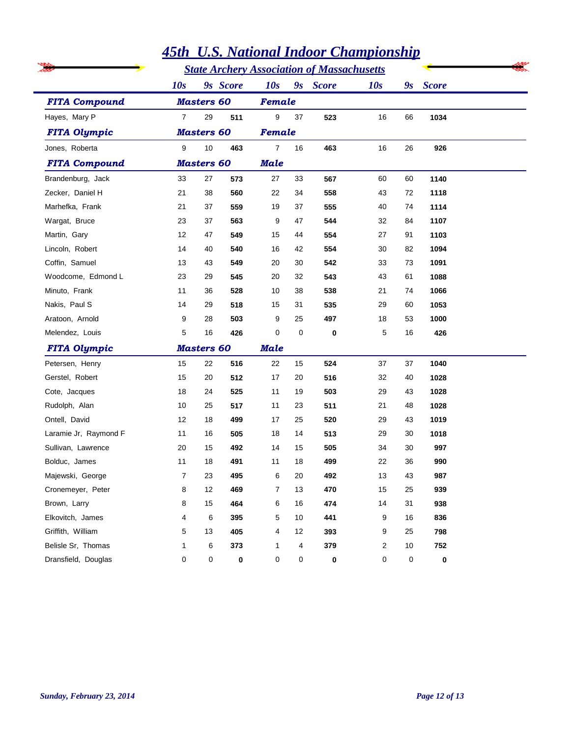# 45th U.S. National Indoor Championship

## State Archery Association of Massachusetts

| | 10s | 9s | Score | 10s | 9s | Score | 10s | 9s | Score |
|---|---|---|---|---|---|---|---|---|---|
| ***FITA Compound*** | ***Masters 60*** | | | ***Female*** | | | | | |
| Hayes, Mary P | 7 | 29 | **511** | 9 | 37 | **523** | 16 | 66 | **1034** |
| ***FITA Olympic*** | ***Masters 60*** | | | ***Female*** | | | | | |
| Jones, Roberta | 9 | 10 | **463** | 7 | 16 | **463** | 16 | 26 | **926** |
| ***FITA Compound*** | ***Masters 60*** | | | ***Male*** | | | | | |
| Brandenburg, Jack | 33 | 27 | **573** | 27 | 33 | **567** | 60 | 60 | **1140** |
| Zecker, Daniel H | 21 | 38 | **560** | 22 | 34 | **558** | 43 | 72 | **1118** |
| Marhefka, Frank | 21 | 37 | **559** | 19 | 37 | **555** | 40 | 74 | **1114** |
| Wargat, Bruce | 23 | 37 | **563** | 9 | 47 | **544** | 32 | 84 | **1107** |
| Martin, Gary | 12 | 47 | **549** | 15 | 44 | **554** | 27 | 91 | **1103** |
| Lincoln, Robert | 14 | 40 | **540** | 16 | 42 | **554** | 30 | 82 | **1094** |
| Coffin, Samuel | 13 | 43 | **549** | 20 | 30 | **542** | 33 | 73 | **1091** |
| Woodcome, Edmond L | 23 | 29 | **545** | 20 | 32 | **543** | 43 | 61 | **1088** |
| Minuto, Frank | 11 | 36 | **528** | 10 | 38 | **538** | 21 | 74 | **1066** |
| Nakis, Paul S | 14 | 29 | **518** | 15 | 31 | **535** | 29 | 60 | **1053** |
| Aratoon, Arnold | 9 | 28 | **503** | 9 | 25 | **497** | 18 | 53 | **1000** |
| Melendez, Louis | 5 | 16 | **426** | 0 | 0 | **0** | 5 | 16 | **426** |
| ***FITA Olympic*** | ***Masters 60*** | | | ***Male*** | | | | | |
| Petersen, Henry | 15 | 22 | **516** | 22 | 15 | **524** | 37 | 37 | **1040** |
| Gerstel, Robert | 15 | 20 | **512** | 17 | 20 | **516** | 32 | 40 | **1028** |
| Cote, Jacques | 18 | 24 | **525** | 11 | 19 | **503** | 29 | 43 | **1028** |
| Rudolph, Alan | 10 | 25 | **517** | 11 | 23 | **511** | 21 | 48 | **1028** |
| Ontell, David | 12 | 18 | **499** | 17 | 25 | **520** | 29 | 43 | **1019** |
| Laramie Jr, Raymond F | 11 | 16 | **505** | 18 | 14 | **513** | 29 | 30 | **1018** |
| Sullivan, Lawrence | 20 | 15 | **492** | 14 | 15 | **505** | 34 | 30 | **997** |
| Bolduc, James | 11 | 18 | **491** | 11 | 18 | **499** | 22 | 36 | **990** |
| Majewski, George | 7 | 23 | **495** | 6 | 20 | **492** | 13 | 43 | **987** |
| Cronemeyer, Peter | 8 | 12 | **469** | 7 | 13 | **470** | 15 | 25 | **939** |
| Brown, Larry | 8 | 15 | **464** | 6 | 16 | **474** | 14 | 31 | **938** |
| Elkovitch, James | 4 | 6 | **395** | 5 | 10 | **441** | 9 | 16 | **836** |
| Griffith, William | 5 | 13 | **405** | 4 | 12 | **393** | 9 | 25 | **798** |
| Belisle Sr, Thomas | 1 | 6 | **373** | 1 | 4 | **379** | 2 | 10 | **752** |
| Dransfield, Douglas | 0 | 0 | **0** | 0 | 0 | **0** | 0 | 0 | **0** |

*Sunday, February 23, 2014*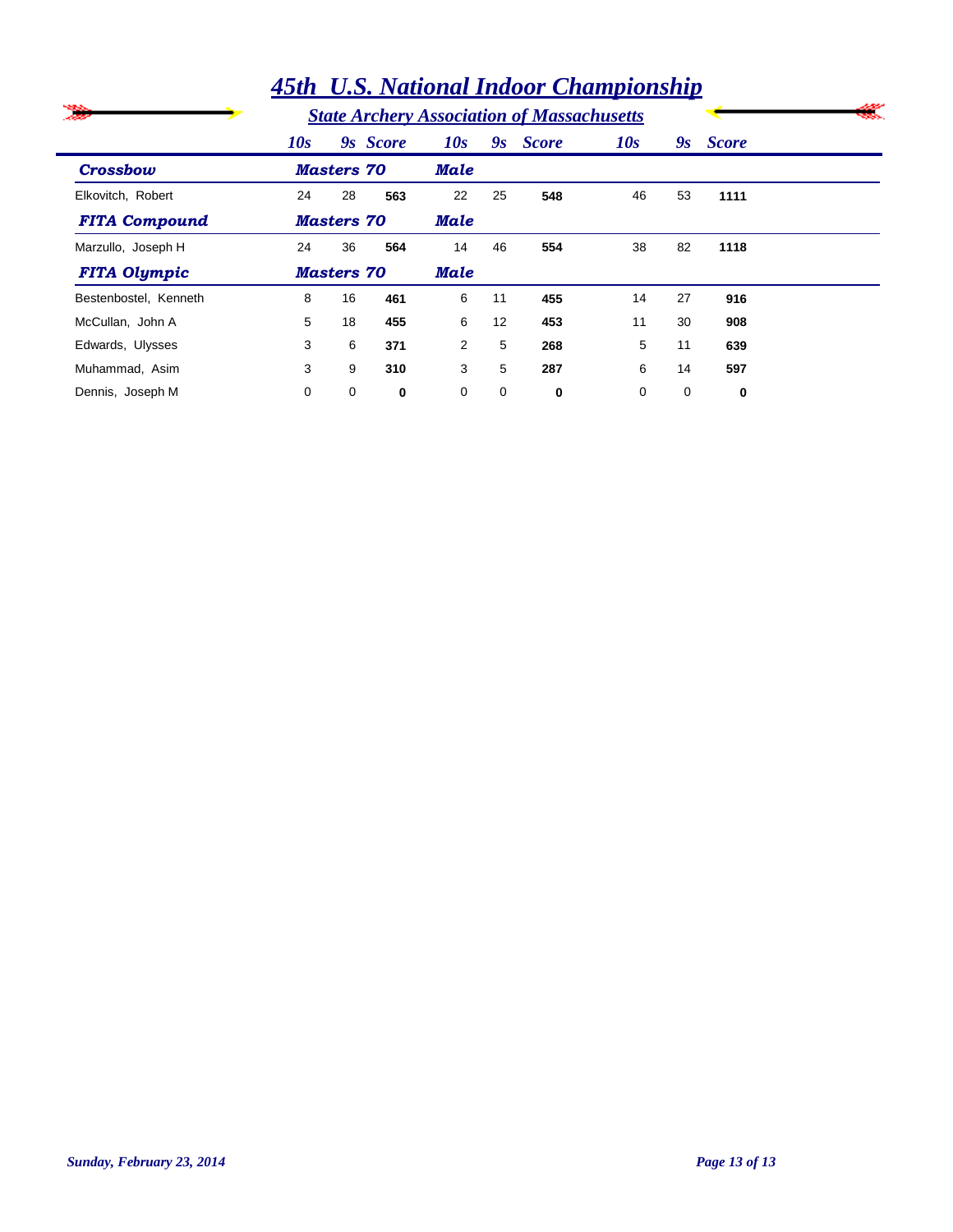# 45th U.S. National Indoor Championship

## State Archery Association of Massachusetts

| | 10s | 9s | Score | 10s | 9s | Score | 10s | 9s | Score |
|---|---|---|---|---|---|---|---|---|---|
| ***Crossbow*** | ***Masters 70*** | | | ***Male*** | | | | | |
| Elkovitch, Robert | 24 | 28 | **563** | 22 | 25 | **548** | 46 | 53 | **1111** |
| ***FITA Compound*** | ***Masters 70*** | | | ***Male*** | | | | | |
| Marzullo, Joseph H | 24 | 36 | **564** | 14 | 46 | **554** | 38 | 82 | **1118** |
| ***FITA Olympic*** | ***Masters 70*** | | | ***Male*** | | | | | |
| Bestenbostel, Kenneth | 8 | 16 | **461** | 6 | 11 | **455** | 14 | 27 | **916** |
| McCullan, John A | 5 | 18 | **455** | 6 | 12 | **453** | 11 | 30 | **908** |
| Edwards, Ulysses | 3 | 6 | **371** | 2 | 5 | **268** | 5 | 11 | **639** |
| Muhammad, Asim | 3 | 9 | **310** | 3 | 5 | **287** | 6 | 14 | **597** |
| Dennis, Joseph M | 0 | 0 | **0** | 0 | 0 | **0** | 0 | 0 | **0** |

*Sunday, February 23, 2014*